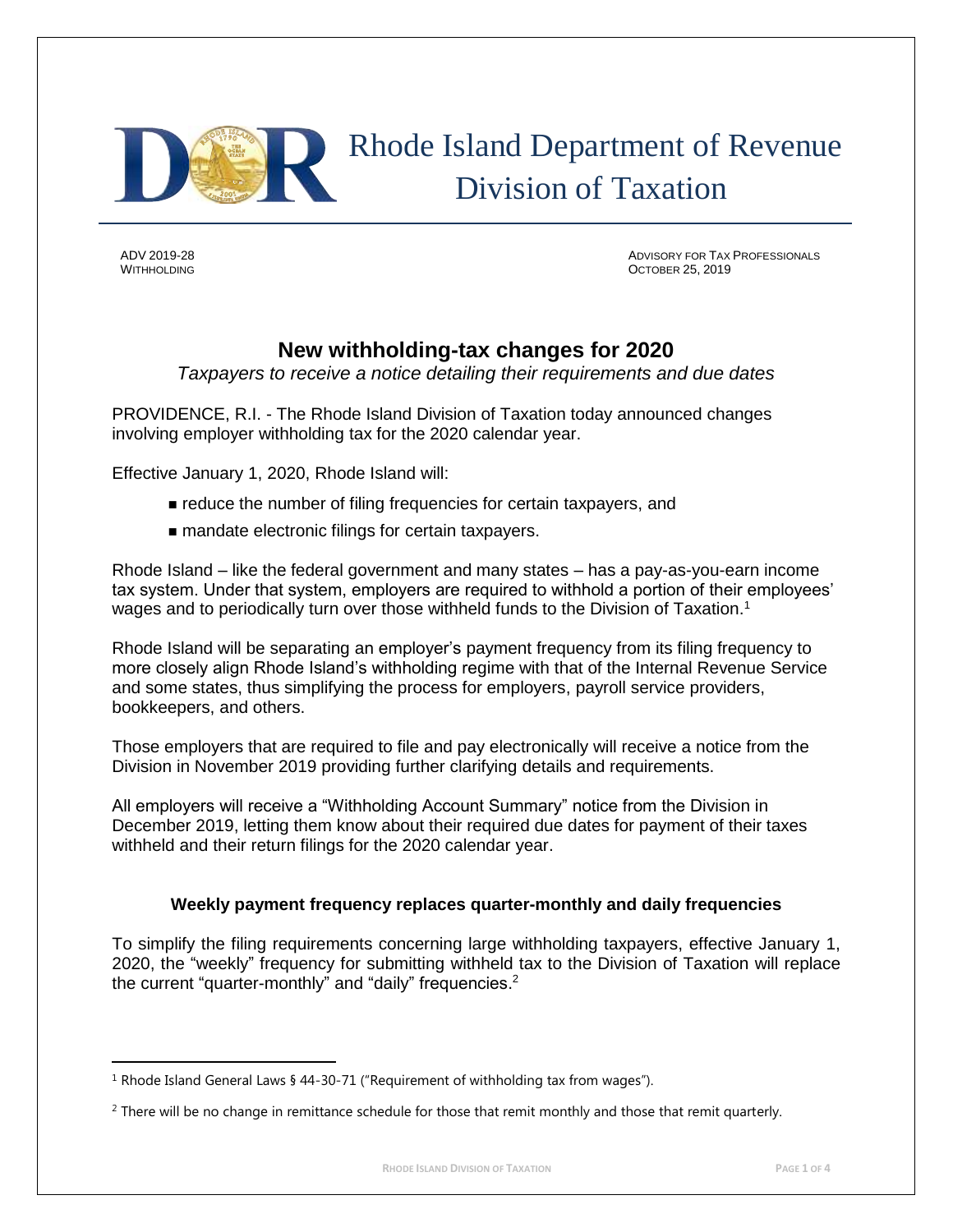# Rhode Island Department of Revenue
# Division of Taxation

ADV 2019-28
WITHHOLDING

ADVISORY FOR TAX PROFESSIONALS
OCTOBER 25, 2019

## New withholding-tax changes for 2020

*Taxpayers to receive a notice detailing their requirements and due dates*

PROVIDENCE, R.I. - The Rhode Island Division of Taxation today announced changes involving employer withholding tax for the 2020 calendar year.

Effective January 1, 2020, Rhode Island will:

- reduce the number of filing frequencies for certain taxpayers, and
- mandate electronic filings for certain taxpayers.

Rhode Island – like the federal government and many states – has a pay-as-you-earn income tax system. Under that system, employers are required to withhold a portion of their employees' wages and to periodically turn over those withheld funds to the Division of Taxation.[1]

Rhode Island will be separating an employer's payment frequency from its filing frequency to more closely align Rhode Island's withholding regime with that of the Internal Revenue Service and some states, thus simplifying the process for employers, payroll service providers, bookkeepers, and others.

Those employers that are required to file and pay electronically will receive a notice from the Division in November 2019 providing further clarifying details and requirements.

All employers will receive a "Withholding Account Summary" notice from the Division in December 2019, letting them know about their required due dates for payment of their taxes withheld and their return filings for the 2020 calendar year.

### Weekly payment frequency replaces quarter-monthly and daily frequencies

To simplify the filing requirements concerning large withholding taxpayers, effective January 1, 2020, the "weekly" frequency for submitting withheld tax to the Division of Taxation will replace the current "quarter-monthly" and "daily" frequencies.[2]

---

[1] Rhode Island General Laws § 44-30-71 ("Requirement of withholding tax from wages").

[2] There will be no change in remittance schedule for those that remit monthly and those that remit quarterly.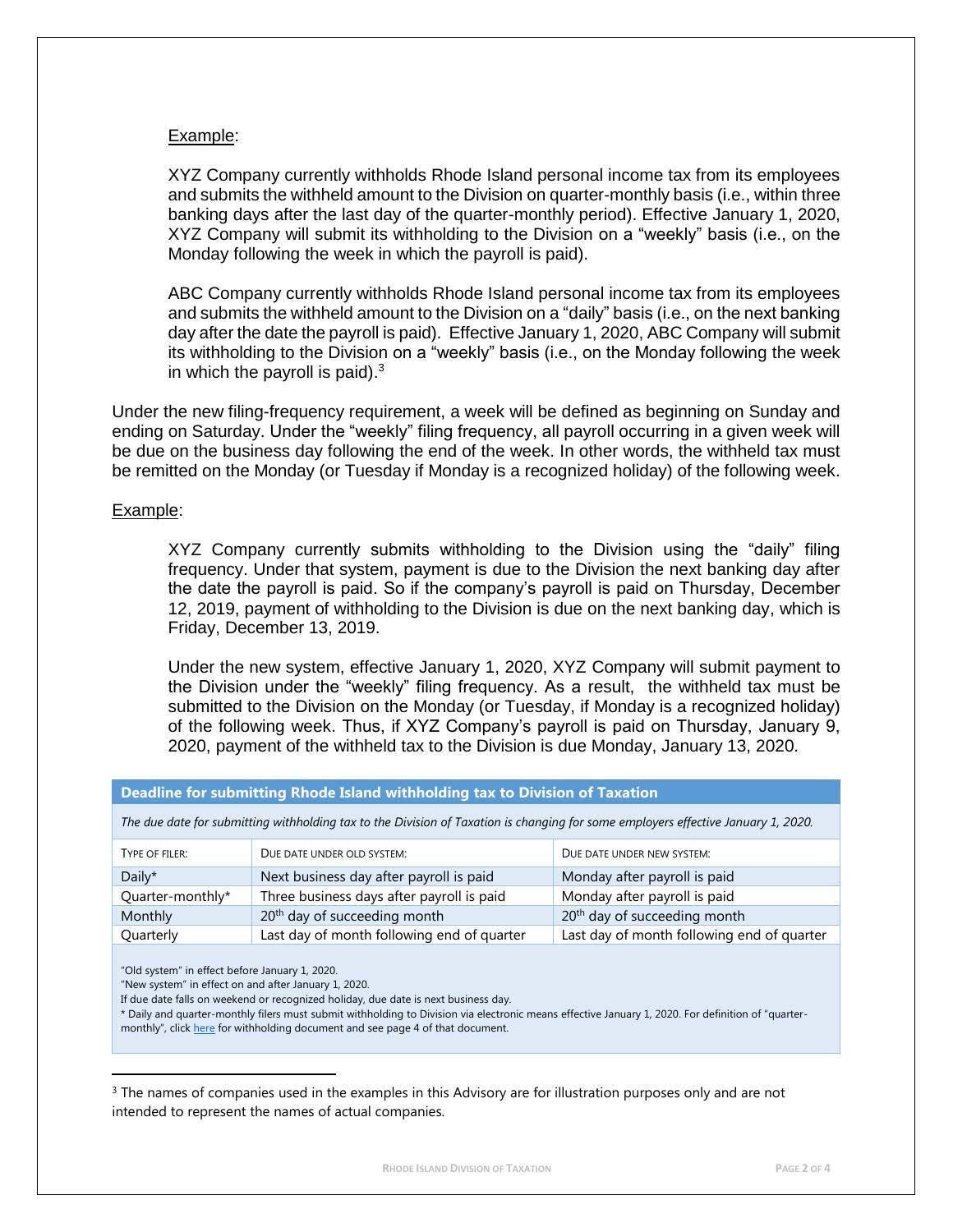Example:

XYZ Company currently withholds Rhode Island personal income tax from its employees and submits the withheld amount to the Division on quarter-monthly basis (i.e., within three banking days after the last day of the quarter-monthly period). Effective January 1, 2020, XYZ Company will submit its withholding to the Division on a "weekly" basis (i.e., on the Monday following the week in which the payroll is paid).

ABC Company currently withholds Rhode Island personal income tax from its employees and submits the withheld amount to the Division on a "daily" basis (i.e., on the next banking day after the date the payroll is paid). Effective January 1, 2020, ABC Company will submit its withholding to the Division on a "weekly" basis (i.e., on the Monday following the week in which the payroll is paid).[3]

Under the new filing-frequency requirement, a week will be defined as beginning on Sunday and ending on Saturday. Under the "weekly" filing frequency, all payroll occurring in a given week will be due on the business day following the end of the week. In other words, the withheld tax must be remitted on the Monday (or Tuesday if Monday is a recognized holiday) of the following week.

Example:

XYZ Company currently submits withholding to the Division using the "daily" filing frequency. Under that system, payment is due to the Division the next banking day after the date the payroll is paid. So if the company's payroll is paid on Thursday, December 12, 2019, payment of withholding to the Division is due on the next banking day, which is Friday, December 13, 2019.

Under the new system, effective January 1, 2020, XYZ Company will submit payment to the Division under the "weekly" filing frequency. As a result, the withheld tax must be submitted to the Division on the Monday (or Tuesday, if Monday is a recognized holiday) of the following week. Thus, if XYZ Company's payroll is paid on Thursday, January 9, 2020, payment of the withheld tax to the Division is due Monday, January 13, 2020.

**Deadline for submitting Rhode Island withholding tax to Division of Taxation**

*The due date for submitting withholding tax to the Division of Taxation is changing for some employers effective January 1, 2020.*

| TYPE OF FILER: | DUE DATE UNDER OLD SYSTEM: | DUE DATE UNDER NEW SYSTEM: |
|---|---|---|
| Daily* | Next business day after payroll is paid | Monday after payroll is paid |
| Quarter-monthly* | Three business days after payroll is paid | Monday after payroll is paid |
| Monthly | 20th day of succeeding month | 20th day of succeeding month |
| Quarterly | Last day of month following end of quarter | Last day of month following end of quarter |

"Old system" in effect before January 1, 2020.
"New system" in effect on and after January 1, 2020.
If due date falls on weekend or recognized holiday, due date is next business day.
* Daily and quarter-monthly filers must submit withholding to Division via electronic means effective January 1, 2020. For definition of "quarter-monthly", click here for withholding document and see page 4 of that document.

[3] The names of companies used in the examples in this Advisory are for illustration purposes only and are not intended to represent the names of actual companies.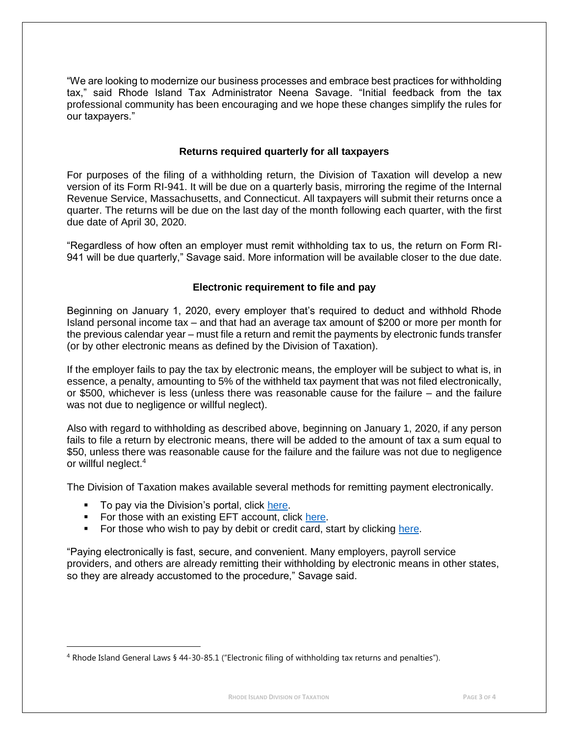"We are looking to modernize our business processes and embrace best practices for withholding tax," said Rhode Island Tax Administrator Neena Savage. "Initial feedback from the tax professional community has been encouraging and we hope these changes simplify the rules for our taxpayers."

### Returns required quarterly for all taxpayers

For purposes of the filing of a withholding return, the Division of Taxation will develop a new version of its Form RI-941. It will be due on a quarterly basis, mirroring the regime of the Internal Revenue Service, Massachusetts, and Connecticut. All taxpayers will submit their returns once a quarter. The returns will be due on the last day of the month following each quarter, with the first due date of April 30, 2020.

"Regardless of how often an employer must remit withholding tax to us, the return on Form RI-941 will be due quarterly," Savage said. More information will be available closer to the due date.

### Electronic requirement to file and pay

Beginning on January 1, 2020, every employer that's required to deduct and withhold Rhode Island personal income tax – and that had an average tax amount of $200 or more per month for the previous calendar year – must file a return and remit the payments by electronic funds transfer (or by other electronic means as defined by the Division of Taxation).

If the employer fails to pay the tax by electronic means, the employer will be subject to what is, in essence, a penalty, amounting to 5% of the withheld tax payment that was not filed electronically, or $500, whichever is less (unless there was reasonable cause for the failure – and the failure was not due to negligence or willful neglect).

Also with regard to withholding as described above, beginning on January 1, 2020, if any person fails to file a return by electronic means, there will be added to the amount of tax a sum equal to $50, unless there was reasonable cause for the failure and the failure was not due to negligence or willful neglect.[4]

The Division of Taxation makes available several methods for remitting payment electronically.

- To pay via the Division's portal, click here.
- For those with an existing EFT account, click here.
- For those who wish to pay by debit or credit card, start by clicking here.

"Paying electronically is fast, secure, and convenient. Many employers, payroll service providers, and others are already remitting their withholding by electronic means in other states, so they are already accustomed to the procedure," Savage said.

---

[4] Rhode Island General Laws § 44-30-85.1 ("Electronic filing of withholding tax returns and penalties").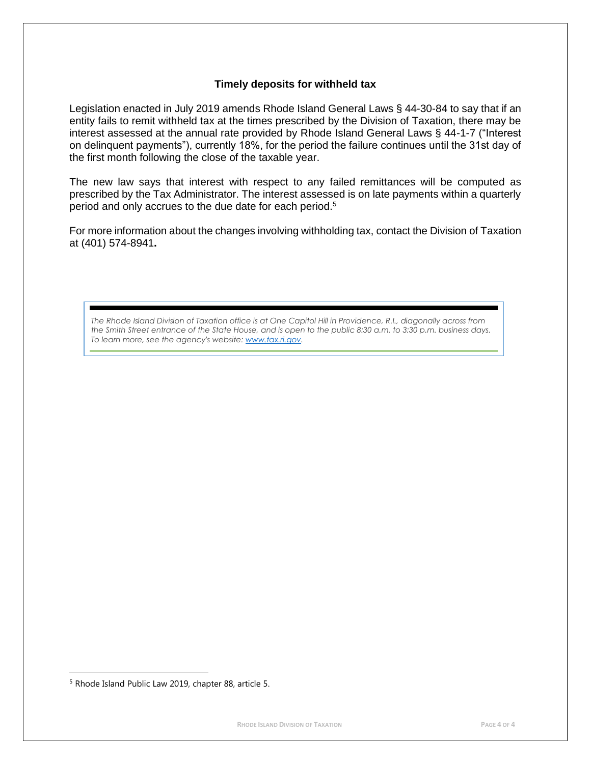### Timely deposits for withheld tax

Legislation enacted in July 2019 amends Rhode Island General Laws § 44-30-84 to say that if an entity fails to remit withheld tax at the times prescribed by the Division of Taxation, there may be interest assessed at the annual rate provided by Rhode Island General Laws § 44-1-7 ("Interest on delinquent payments"), currently 18%, for the period the failure continues until the 31st day of the first month following the close of the taxable year.

The new law says that interest with respect to any failed remittances will be computed as prescribed by the Tax Administrator. The interest assessed is on late payments within a quarterly period and only accrues to the due date for each period.[5]

For more information about the changes involving withholding tax, contact the Division of Taxation at (401) 574-8941**.**

*The Rhode Island Division of Taxation office is at One Capitol Hill in Providence, R.I., diagonally across from the Smith Street entrance of the State House, and is open to the public 8:30 a.m. to 3:30 p.m. business days. To learn more, see the agency's website: [www.tax.ri.gov](http://www.tax.ri.gov).*

[5] Rhode Island Public Law 2019, chapter 88, article 5.